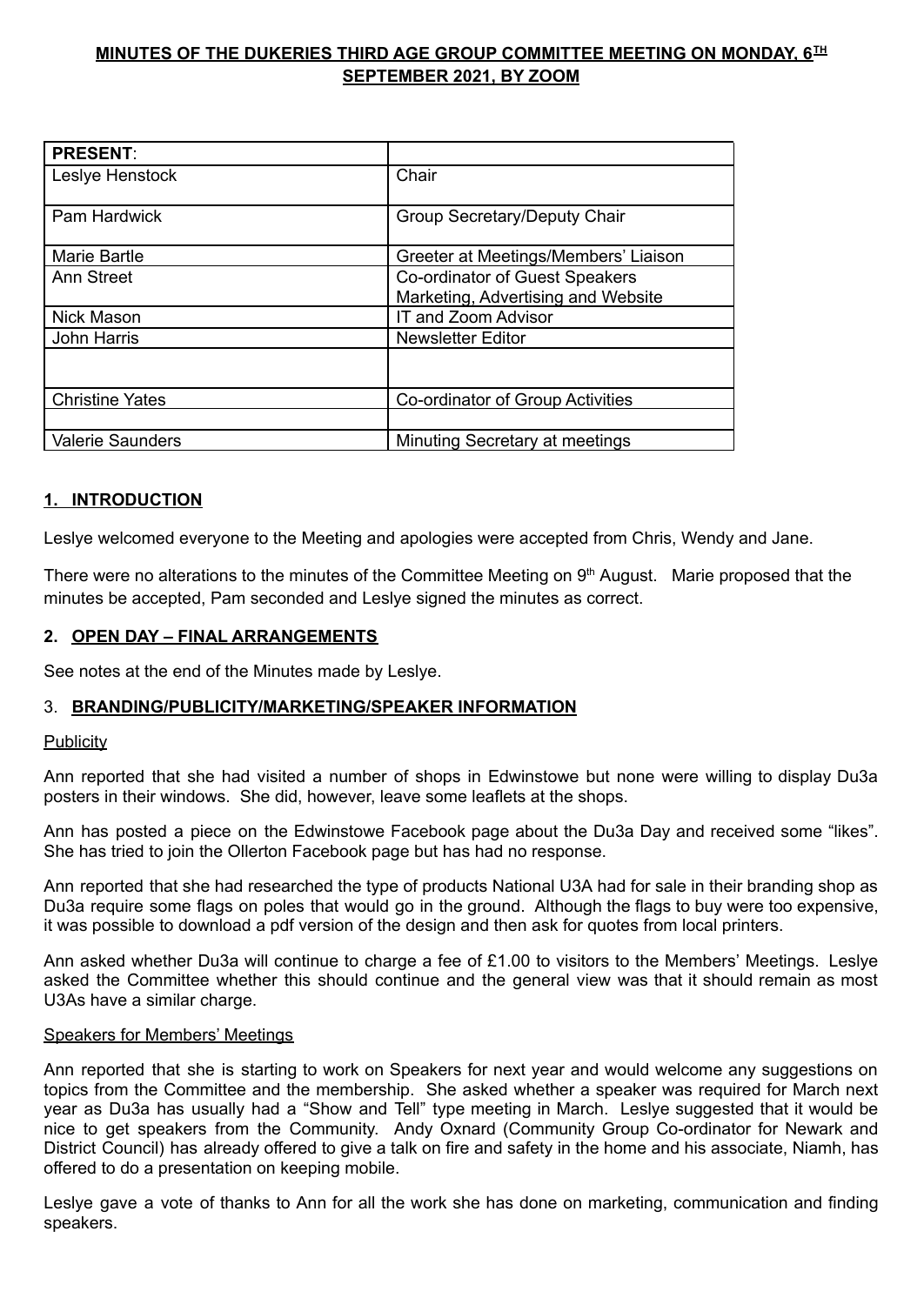**MINUTES OF THE DUKERIES THIRD AGE GROUP COMMITTEE MEETING ON MONDAY, 6TH SEPTEMBER 2021, BY ZOOM**

| **PRESENT**: | |
|---|---|
| Leslye Henstock | Chair |
| Pam Hardwick | Group Secretary/Deputy Chair |
| Marie Bartle | Greeter at Meetings/Members' Liaison |
| Ann Street | Co-ordinator of Guest Speakers<br>Marketing, Advertising and Website |
| Nick Mason | IT and Zoom Advisor |
| John Harris | Newsletter Editor |
| | |
| Christine Yates | Co-ordinator of Group Activities |
| | |
| Valerie Saunders | Minuting Secretary at meetings |

## 1. INTRODUCTION

Leslye welcomed everyone to the Meeting and apologies were accepted from Chris, Wendy and Jane.

There were no alterations to the minutes of the Committee Meeting on 9th August. Marie proposed that the minutes be accepted, Pam seconded and Leslye signed the minutes as correct.

## 2. OPEN DAY – FINAL ARRANGEMENTS

See notes at the end of the Minutes made by Leslye.

## 3. BRANDING/PUBLICITY/MARKETING/SPEAKER INFORMATION

Publicity

Ann reported that she had visited a number of shops in Edwinstowe but none were willing to display Du3a posters in their windows. She did, however, leave some leaflets at the shops.

Ann has posted a piece on the Edwinstowe Facebook page about the Du3a Day and received some "likes". She has tried to join the Ollerton Facebook page but has had no response.

Ann reported that she had researched the type of products National U3A had for sale in their branding shop as Du3a require some flags on poles that would go in the ground. Although the flags to buy were too expensive, it was possible to download a pdf version of the design and then ask for quotes from local printers.

Ann asked whether Du3a will continue to charge a fee of £1.00 to visitors to the Members' Meetings. Leslye asked the Committee whether this should continue and the general view was that it should remain as most U3As have a similar charge.

Speakers for Members' Meetings

Ann reported that she is starting to work on Speakers for next year and would welcome any suggestions on topics from the Committee and the membership. She asked whether a speaker was required for March next year as Du3a has usually had a "Show and Tell" type meeting in March. Leslye suggested that it would be nice to get speakers from the Community. Andy Oxnard (Community Group Co-ordinator for Newark and District Council) has already offered to give a talk on fire and safety in the home and his associate, Niamh, has offered to do a presentation on keeping mobile.

Leslye gave a vote of thanks to Ann for all the work she has done on marketing, communication and finding speakers.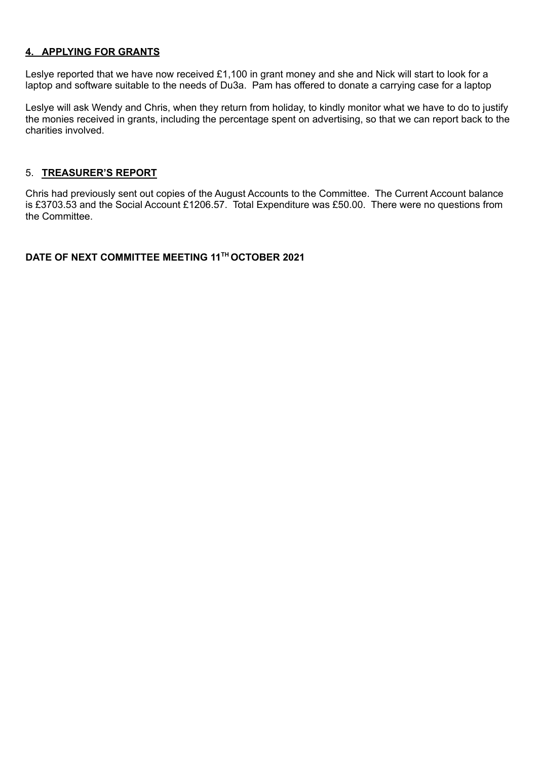## **4. APPLYING FOR GRANTS**

Leslye reported that we have now received £1,100 in grant money and she and Nick will start to look for a laptop and software suitable to the needs of Du3a. Pam has offered to donate a carrying case for a laptop

Leslye will ask Wendy and Chris, when they return from holiday, to kindly monitor what we have to do to justify the monies received in grants, including the percentage spent on advertising, so that we can report back to the charities involved.

## 5. **TREASURER'S REPORT**

Chris had previously sent out copies of the August Accounts to the Committee. The Current Account balance is £3703.53 and the Social Account £1206.57. Total Expenditure was £50.00. There were no questions from the Committee.

**DATE OF NEXT COMMITTEE MEETING 11TH OCTOBER 2021**